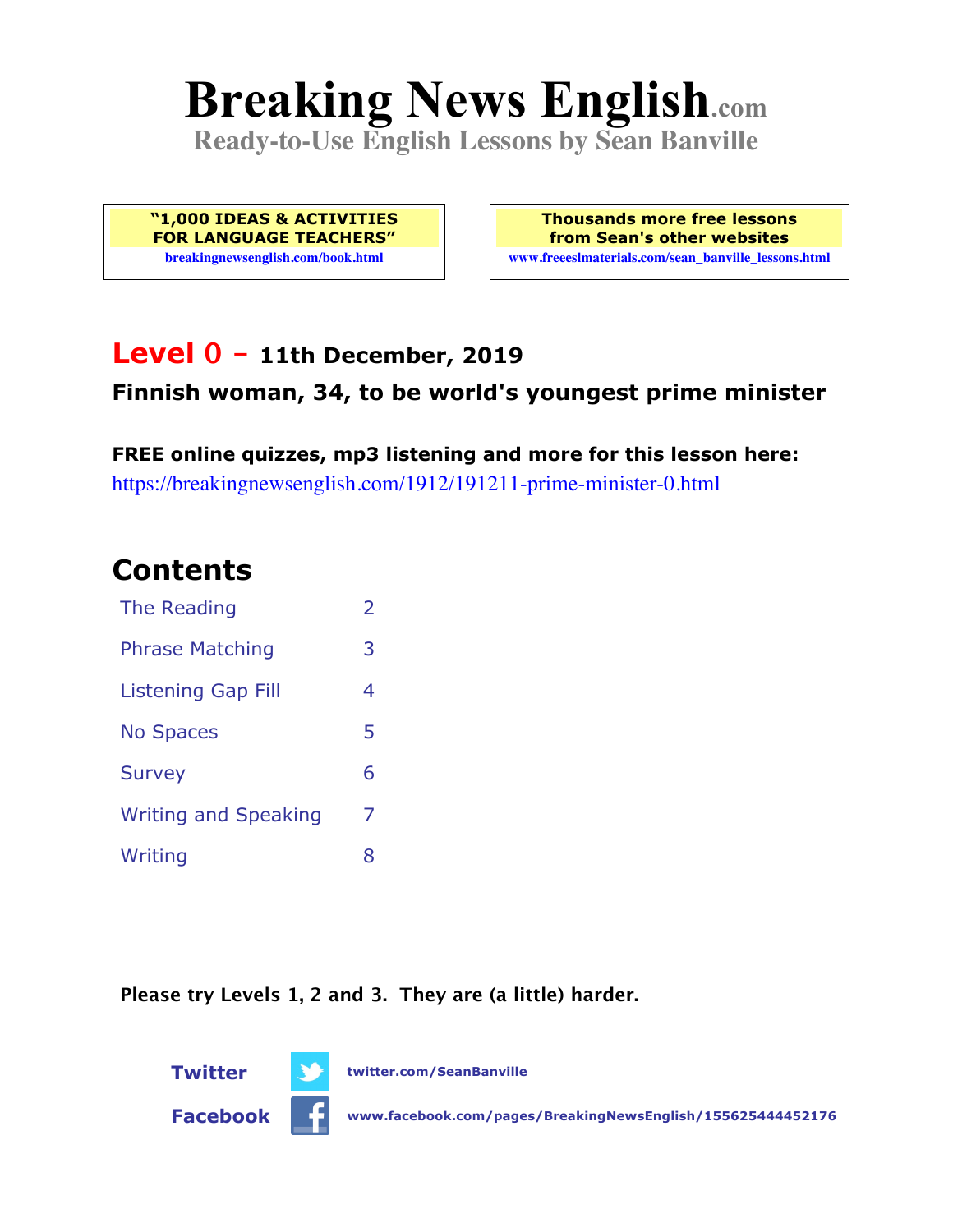# Breaking News English.com

**Ready-to-Use English Lessons by Sean Banville**

**"1,000 IDEAS & ACTIVITIES FOR LANGUAGE TEACHERS"**
breakingnewsenglish.com/book.html

**Thousands more free lessons from Sean's other websites**
www.freeeslmaterials.com/sean_banville_lessons.html

## Level 0 – 11th December, 2019

**Finnish woman, 34, to be world's youngest prime minister**

**FREE online quizzes, mp3 listening and more for this lesson here:**
https://breakingnewsenglish.com/1912/191211-prime-minister-0.html

## Contents

| | |
|---|---|
| The Reading | 2 |
| Phrase Matching | 3 |
| Listening Gap Fill | 4 |
| No Spaces | 5 |
| Survey | 6 |
| Writing and Speaking | 7 |
| Writing | 8 |

**Please try Levels 1, 2 and 3. They are (a little) harder.**

**Twitter** twitter.com/SeanBanville

**Facebook** www.facebook.com/pages/BreakingNewsEnglish/155625444452176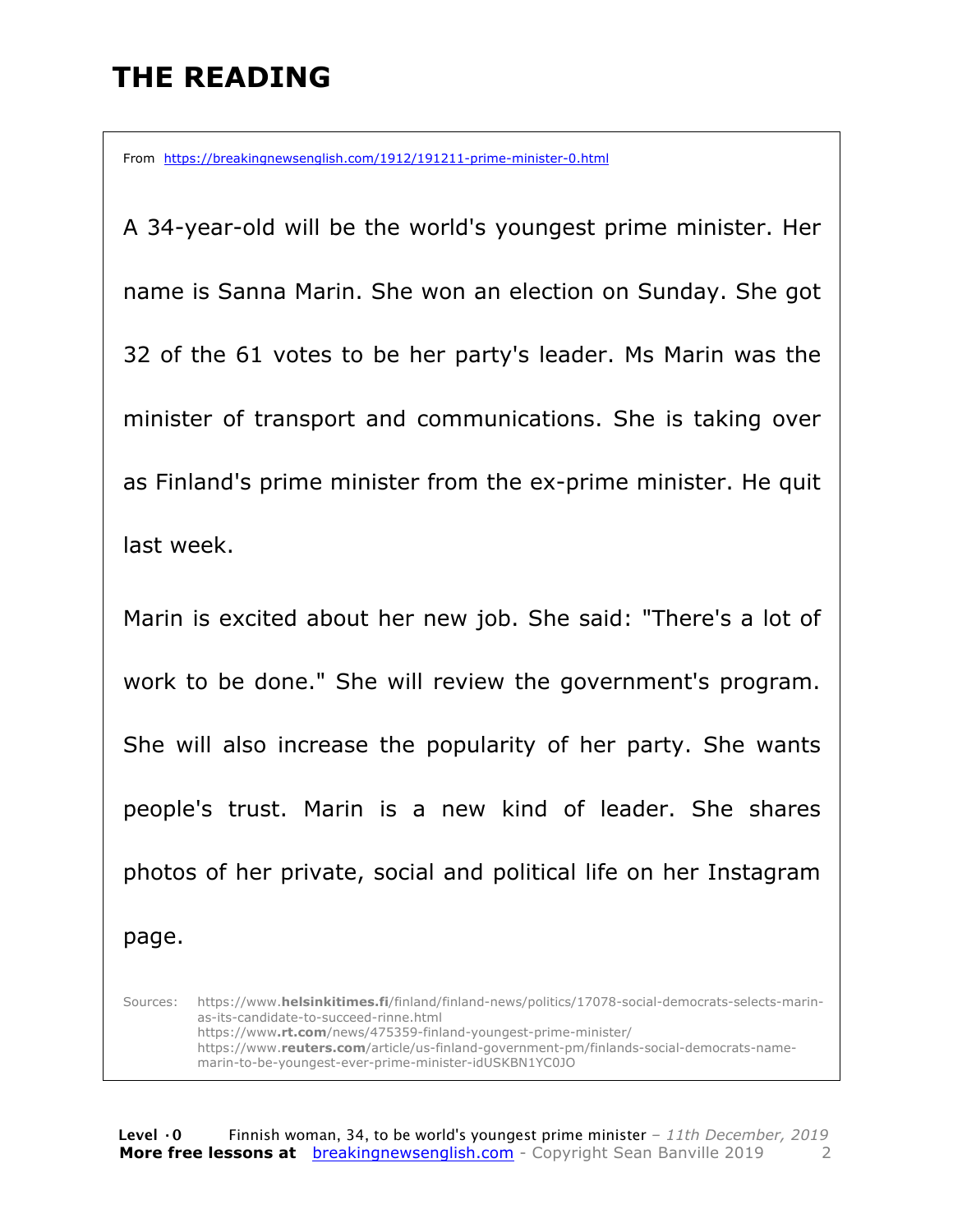# THE READING

From https://breakingnewsenglish.com/1912/191211-prime-minister-0.html

A 34-year-old will be the world's youngest prime minister. Her name is Sanna Marin. She won an election on Sunday. She got 32 of the 61 votes to be her party's leader. Ms Marin was the minister of transport and communications. She is taking over as Finland's prime minister from the ex-prime minister. He quit last week.

Marin is excited about her new job. She said: "There's a lot of work to be done." She will review the government's program. She will also increase the popularity of her party. She wants people's trust. Marin is a new kind of leader. She shares photos of her private, social and political life on her Instagram page.

Sources:
https://www.**helsinkitimes.fi**/finland/finland-news/politics/17078-social-democrats-selects-marin-as-its-candidate-to-succeed-rinne.html
https://www.**rt.com**/news/475359-finland-youngest-prime-minister/
https://www.**reuters.com**/article/us-finland-government-pm/finlands-social-democrats-name-marin-to-be-youngest-ever-prime-minister-idUSKBN1YC0JO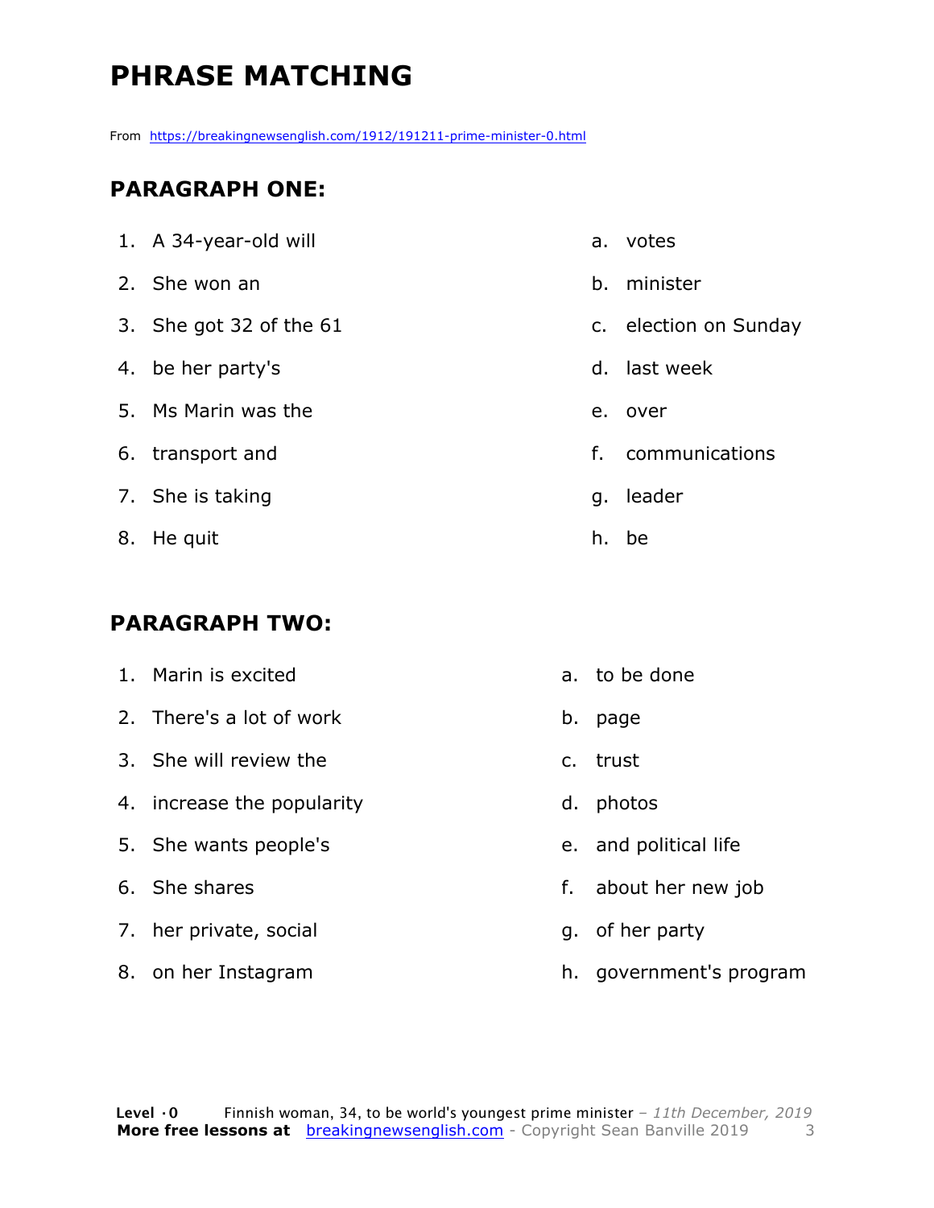# PHRASE MATCHING

From https://breakingnewsenglish.com/1912/191211-prime-minister-0.html

## PARAGRAPH ONE:

1. A 34-year-old will
2. She won an
3. She got 32 of the 61
4. be her party's
5. Ms Marin was the
6. transport and
7. She is taking
8. He quit

a. votes
b. minister
c. election on Sunday
d. last week
e. over
f. communications
g. leader
h. be

## PARAGRAPH TWO:

1. Marin is excited
2. There's a lot of work
3. She will review the
4. increase the popularity
5. She wants people's
6. She shares
7. her private, social
8. on her Instagram

a. to be done
b. page
c. trust
d. photos
e. and political life
f. about her new job
g. of her party
h. government's program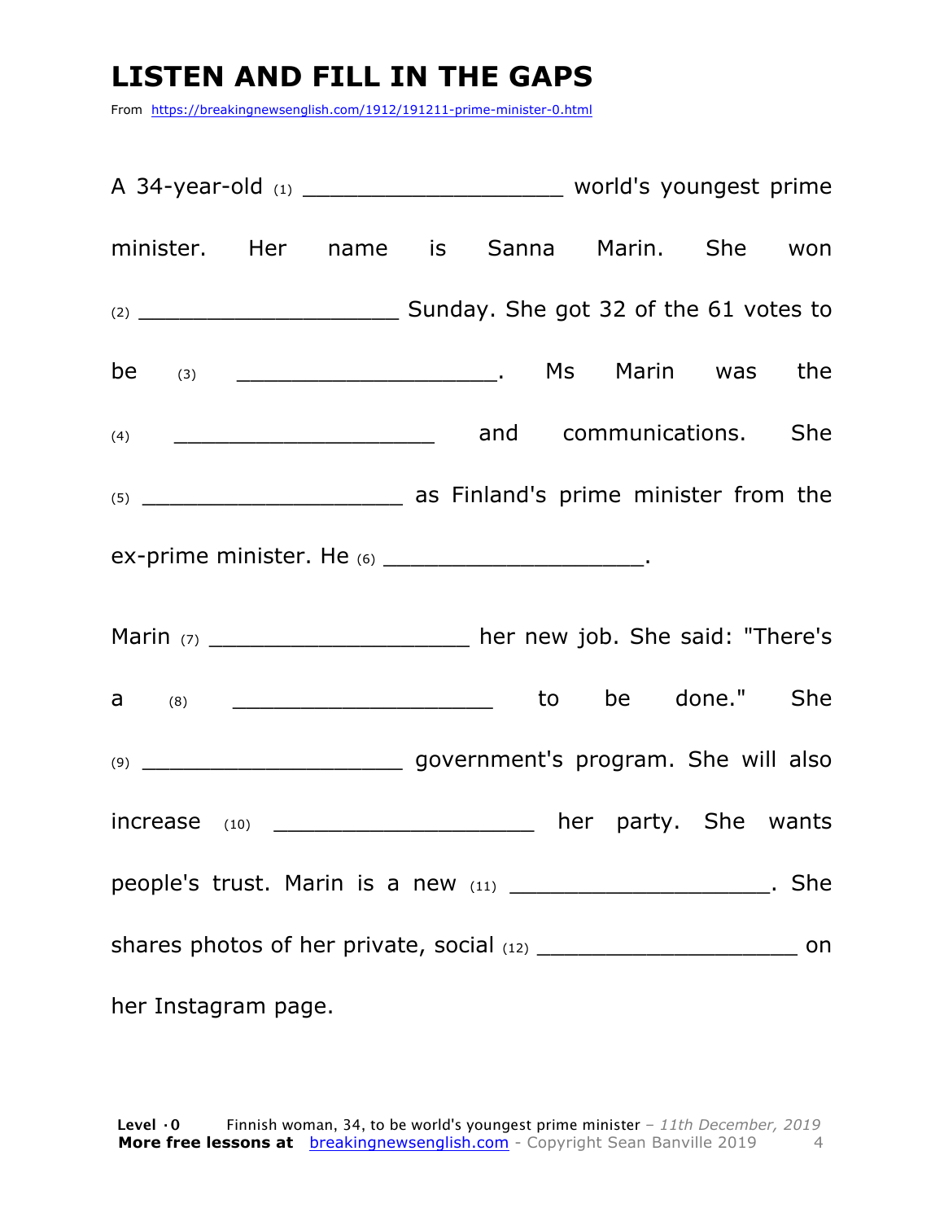# LISTEN AND FILL IN THE GAPS

From https://breakingnewsenglish.com/1912/191211-prime-minister-0.html

A 34-year-old (1) ____________________ world's youngest prime minister. Her name is Sanna Marin. She won (2) ____________________ Sunday. She got 32 of the 61 votes to be (3) ____________________. Ms Marin was the (4) ____________________ and communications. She (5) ____________________ as Finland's prime minister from the ex-prime minister. He (6) ____________________.

Marin (7) ____________________ her new job. She said: "There's a (8) ____________________ to be done." She (9) ____________________ government's program. She will also increase (10) ____________________ her party. She wants people's trust. Marin is a new (11) ____________________. She shares photos of her private, social (12) ____________________ on her Instagram page.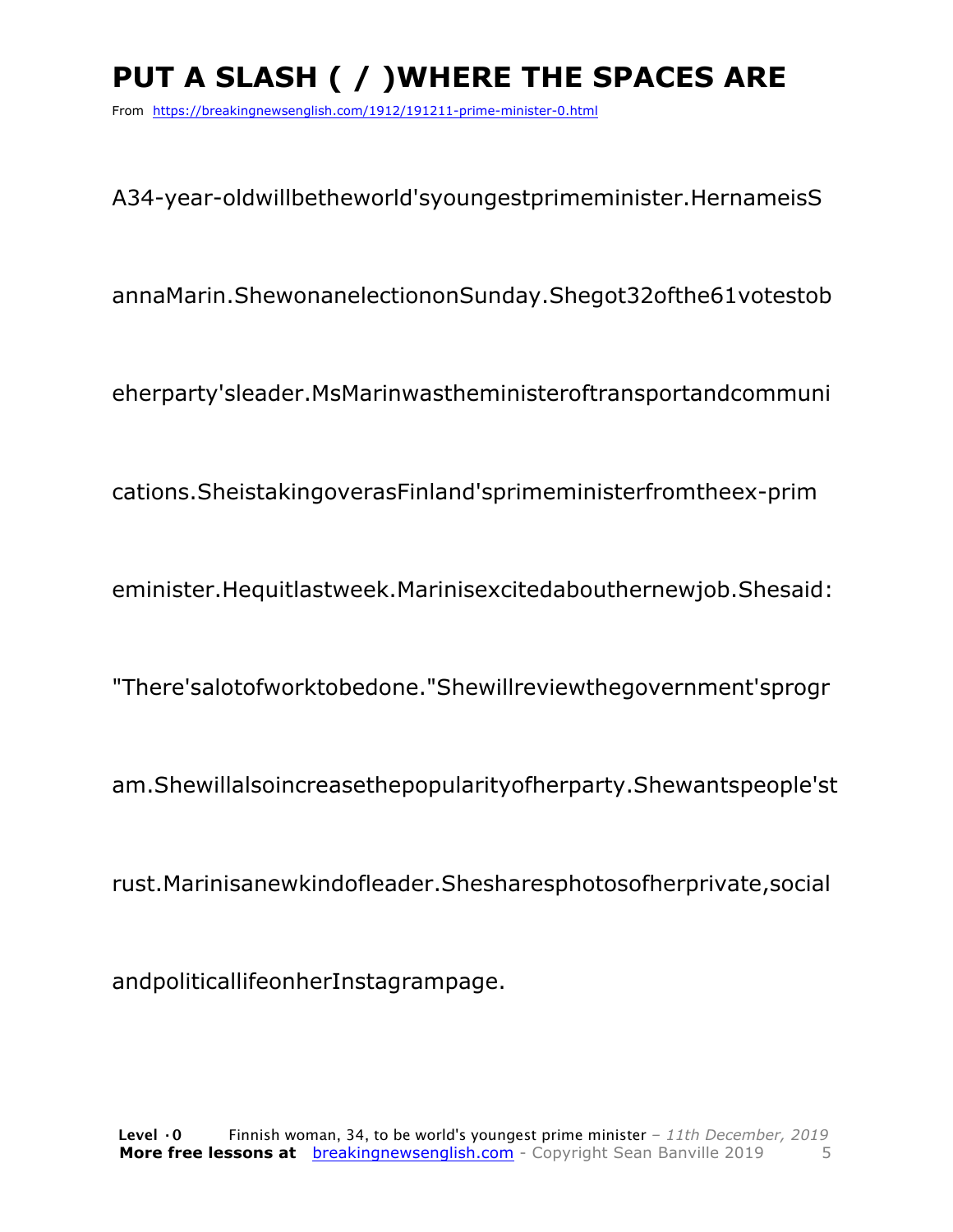# PUT A SLASH ( / )WHERE THE SPACES ARE

From https://breakingnewsenglish.com/1912/191211-prime-minister-0.html

A34-year-oldwillbetheworld'syoungestprimeminister.HernameisS

annaMarin.ShewonanelectiononSunday.Shegot32ofthe61votestob

eherparty'sleader.MsMarinwastheministeroftransportandcommuni

cations.SheistakingoverasFinland'sprimeministerfromtheex-prim

eminister.Hequitlastweek.Marinisexcitedabouthernewjob.Shesaid:

"There'salotofworktobedone."Shewillreviewthegovernment'sprogr

am.Shewillalsoincreasethepopularityofherparty.Shewantspeople'st

rust.Marinisanewkindofleader.Shesharesphotosofherprivate,social

andpoliticallifeonherInstagrampage.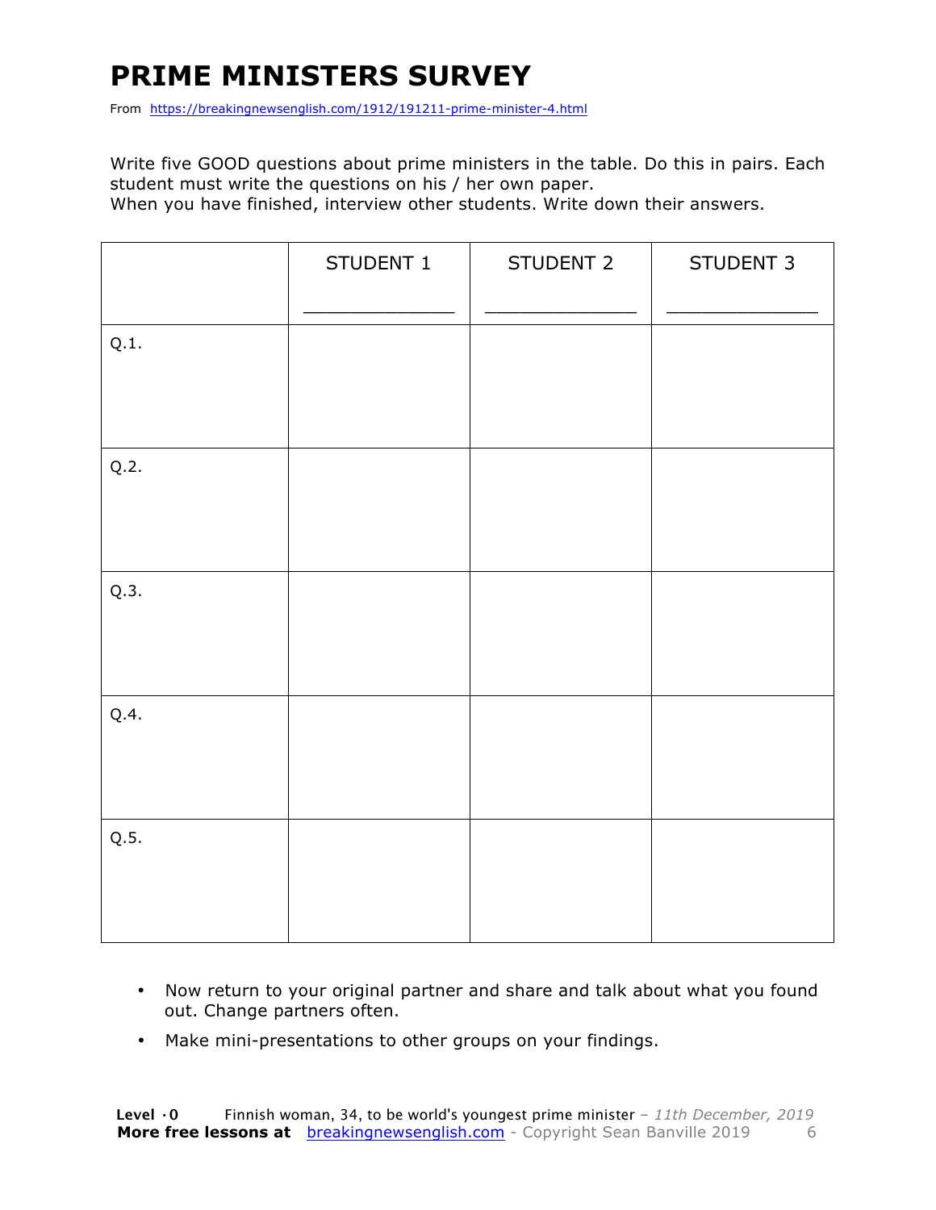# PRIME MINISTERS SURVEY

From https://breakingnewsenglish.com/1912/191211-prime-minister-4.html

Write five GOOD questions about prime ministers in the table. Do this in pairs. Each student must write the questions on his / her own paper.
When you have finished, interview other students. Write down their answers.

| | STUDENT 1<br>_____________ | STUDENT 2<br>_____________ | STUDENT 3<br>_____________ |
|---|---|---|---|
| Q.1. | | | |
| Q.2. | | | |
| Q.3. | | | |
| Q.4. | | | |
| Q.5. | | | |

- Now return to your original partner and share and talk about what you found out. Change partners often.
- Make mini-presentations to other groups on your findings.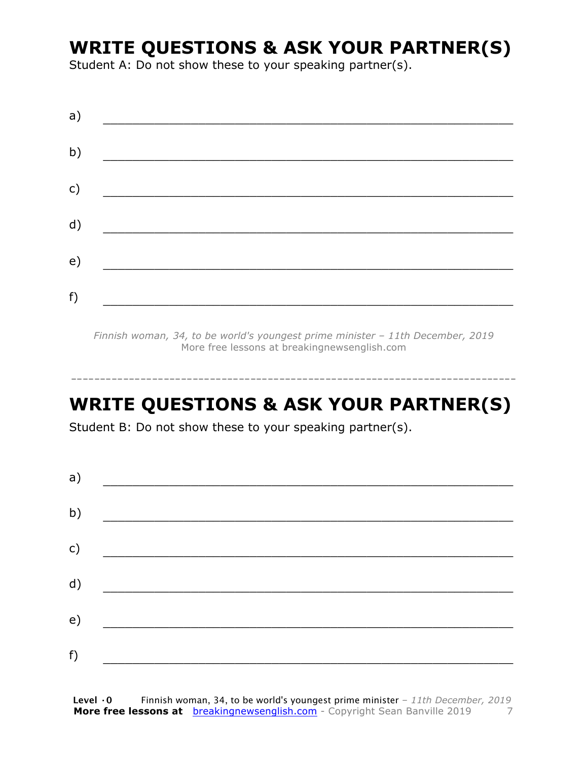# WRITE QUESTIONS & ASK YOUR PARTNER(S)

Student A: Do not show these to your speaking partner(s).

a) ___________________________________________________________

b) ___________________________________________________________

c) ___________________________________________________________

d) ___________________________________________________________

e) ___________________________________________________________

f) ___________________________________________________________

*Finnish woman, 34, to be world's youngest prime minister – 11th December, 2019*
More free lessons at breakingnewsenglish.com

---

# WRITE QUESTIONS & ASK YOUR PARTNER(S)

Student B: Do not show these to your speaking partner(s).

a) ___________________________________________________________

b) ___________________________________________________________

c) ___________________________________________________________

d) ___________________________________________________________

e) ___________________________________________________________

f) ___________________________________________________________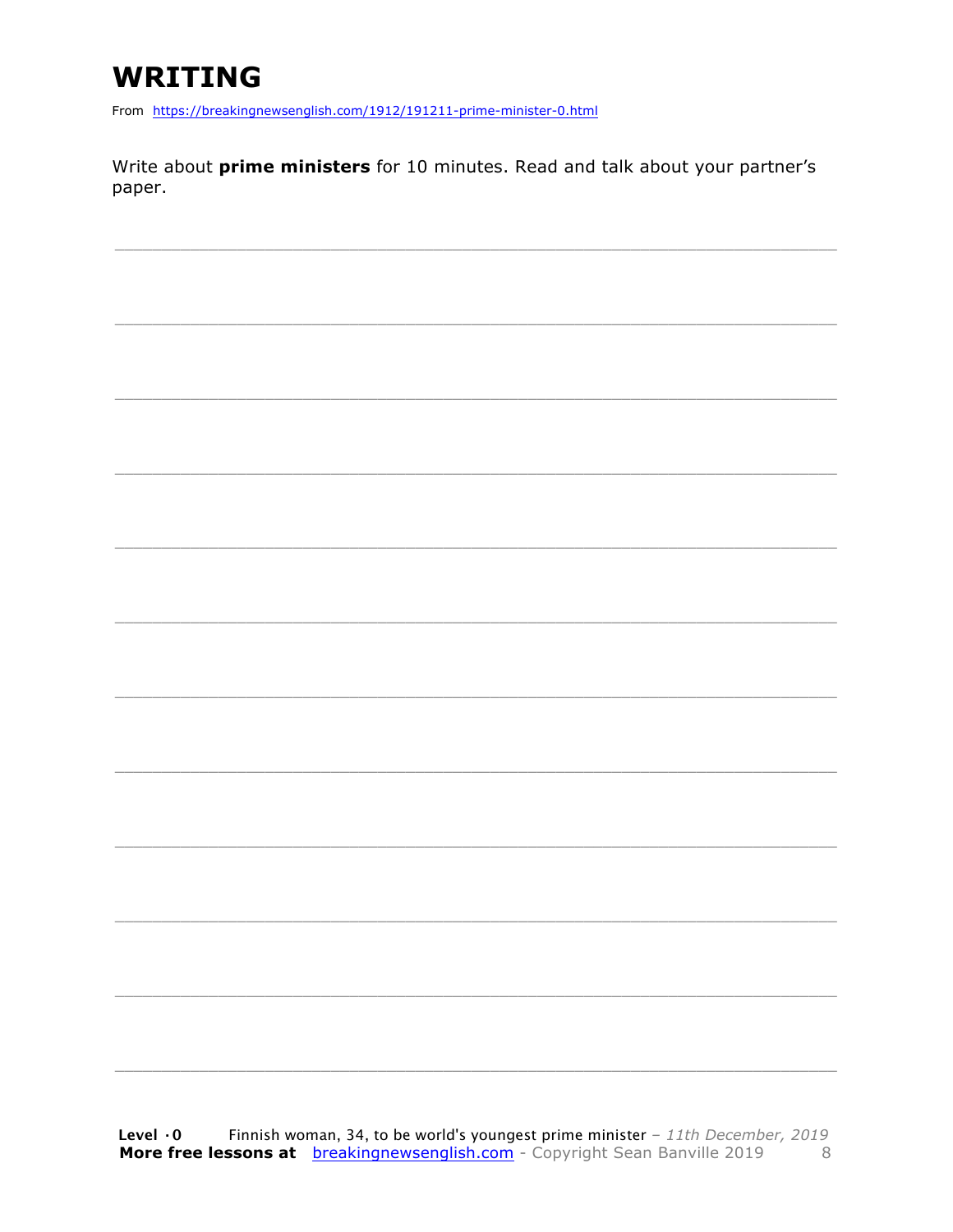# WRITING

From https://breakingnewsenglish.com/1912/191211-prime-minister-0.html

Write about **prime ministers** for 10 minutes. Read and talk about your partner's paper.

___________________________________________________________________________

___________________________________________________________________________

___________________________________________________________________________

___________________________________________________________________________

___________________________________________________________________________

___________________________________________________________________________

___________________________________________________________________________

___________________________________________________________________________

___________________________________________________________________________

___________________________________________________________________________

___________________________________________________________________________

___________________________________________________________________________